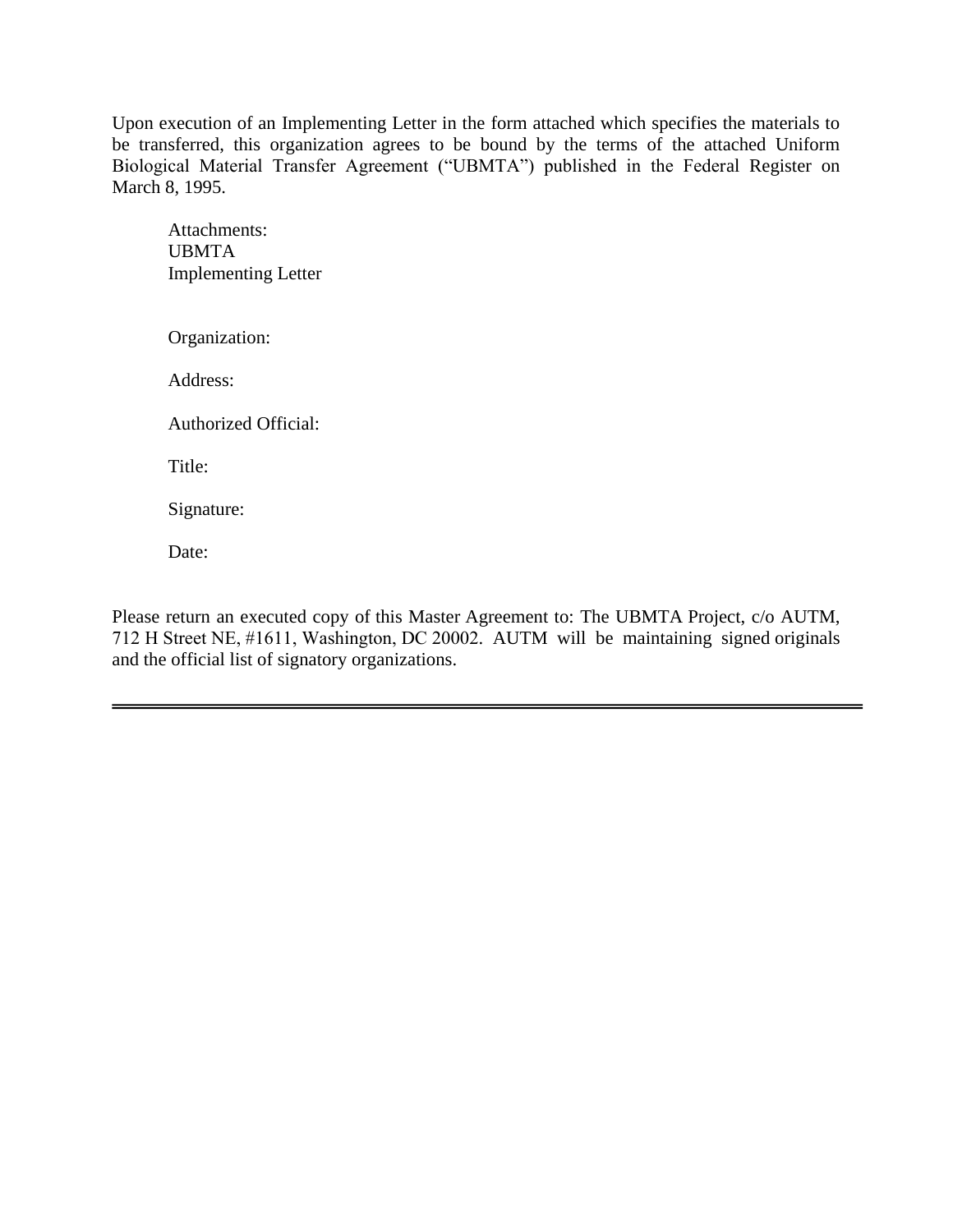Upon execution of an Implementing Letter in the form attached which specifies the materials to be transferred, this organization agrees to be bound by the terms of the attached Uniform Biological Material Transfer Agreement ("UBMTA") published in the Federal Register on March 8, 1995.

Attachments:
UBMTA
Implementing Letter

Organization:

Address:

Authorized Official:

Title:

Signature:

Date:

Please return an executed copy of this Master Agreement to: The UBMTA Project, c/o AUTM, 712 H Street NE, #1611, Washington, DC 20002. AUTM will be maintaining signed originals and the official list of signatory organizations.

---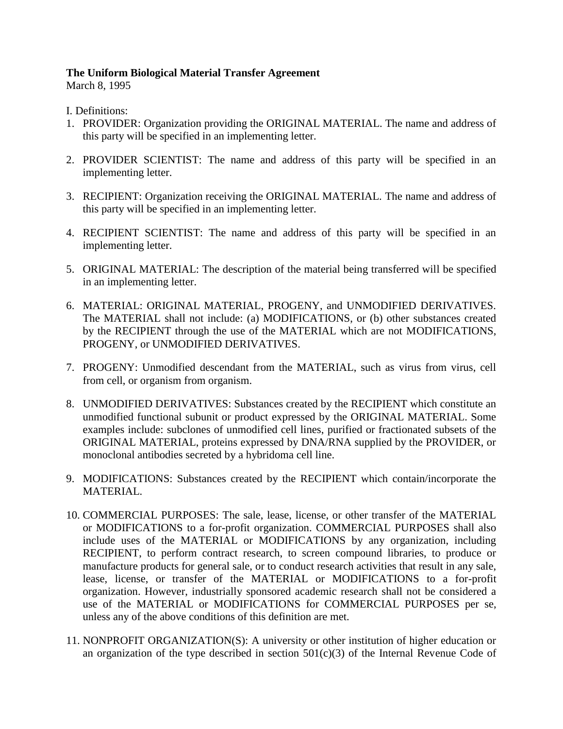**The Uniform Biological Material Transfer Agreement**
March 8, 1995

I. Definitions:

1. PROVIDER: Organization providing the ORIGINAL MATERIAL. The name and address of this party will be specified in an implementing letter.

2. PROVIDER SCIENTIST: The name and address of this party will be specified in an implementing letter.

3. RECIPIENT: Organization receiving the ORIGINAL MATERIAL. The name and address of this party will be specified in an implementing letter.

4. RECIPIENT SCIENTIST: The name and address of this party will be specified in an implementing letter.

5. ORIGINAL MATERIAL: The description of the material being transferred will be specified in an implementing letter.

6. MATERIAL: ORIGINAL MATERIAL, PROGENY, and UNMODIFIED DERIVATIVES. The MATERIAL shall not include: (a) MODIFICATIONS, or (b) other substances created by the RECIPIENT through the use of the MATERIAL which are not MODIFICATIONS, PROGENY, or UNMODIFIED DERIVATIVES.

7. PROGENY: Unmodified descendant from the MATERIAL, such as virus from virus, cell from cell, or organism from organism.

8. UNMODIFIED DERIVATIVES: Substances created by the RECIPIENT which constitute an unmodified functional subunit or product expressed by the ORIGINAL MATERIAL. Some examples include: subclones of unmodified cell lines, purified or fractionated subsets of the ORIGINAL MATERIAL, proteins expressed by DNA/RNA supplied by the PROVIDER, or monoclonal antibodies secreted by a hybridoma cell line.

9. MODIFICATIONS: Substances created by the RECIPIENT which contain/incorporate the MATERIAL.

10. COMMERCIAL PURPOSES: The sale, lease, license, or other transfer of the MATERIAL or MODIFICATIONS to a for-profit organization. COMMERCIAL PURPOSES shall also include uses of the MATERIAL or MODIFICATIONS by any organization, including RECIPIENT, to perform contract research, to screen compound libraries, to produce or manufacture products for general sale, or to conduct research activities that result in any sale, lease, license, or transfer of the MATERIAL or MODIFICATIONS to a for-profit organization. However, industrially sponsored academic research shall not be considered a use of the MATERIAL or MODIFICATIONS for COMMERCIAL PURPOSES per se, unless any of the above conditions of this definition are met.

11. NONPROFIT ORGANIZATION(S): A university or other institution of higher education or an organization of the type described in section 501(c)(3) of the Internal Revenue Code of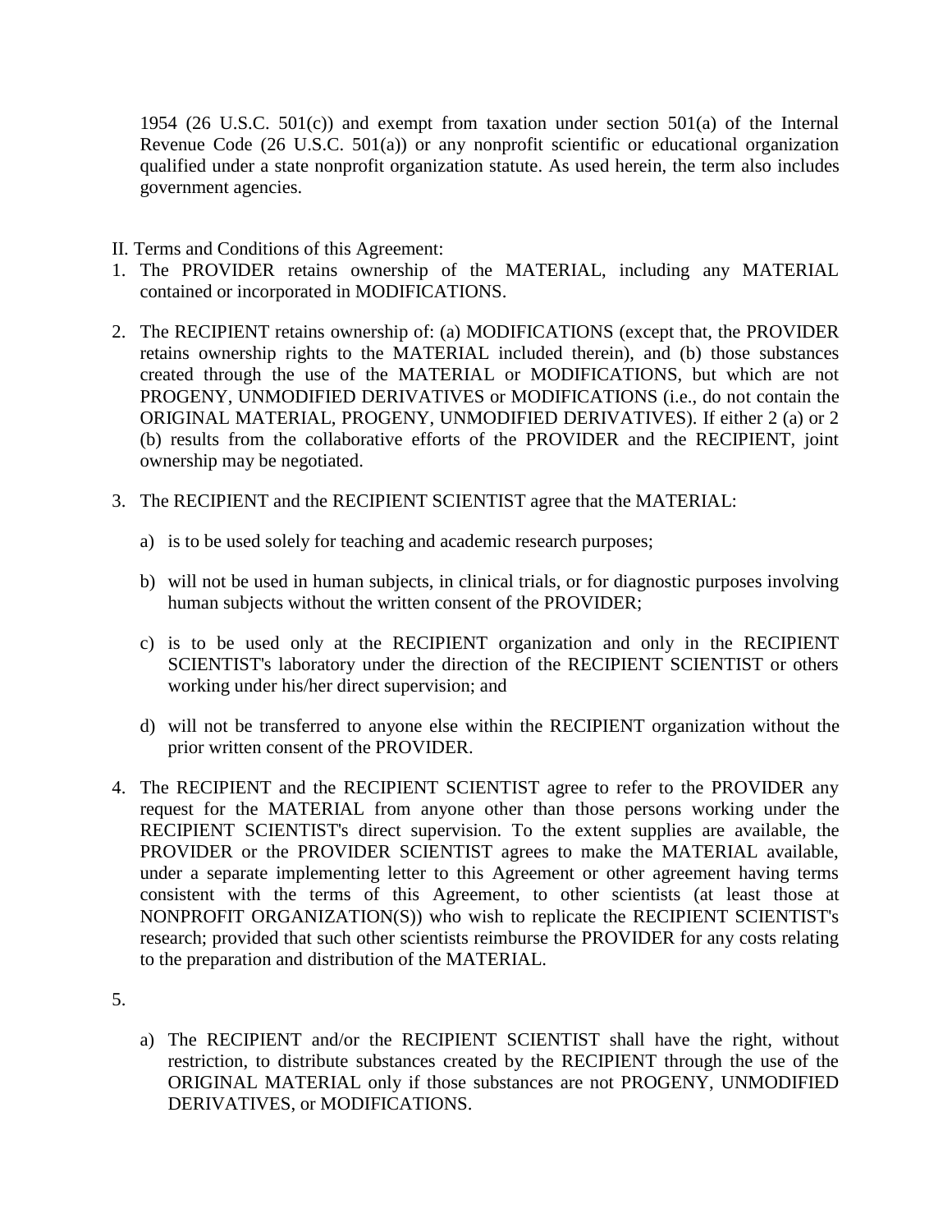1954 (26 U.S.C. 501(c)) and exempt from taxation under section 501(a) of the Internal Revenue Code (26 U.S.C. 501(a)) or any nonprofit scientific or educational organization qualified under a state nonprofit organization statute. As used herein, the term also includes government agencies.

II. Terms and Conditions of this Agreement:

1. The PROVIDER retains ownership of the MATERIAL, including any MATERIAL contained or incorporated in MODIFICATIONS.

2. The RECIPIENT retains ownership of: (a) MODIFICATIONS (except that, the PROVIDER retains ownership rights to the MATERIAL included therein), and (b) those substances created through the use of the MATERIAL or MODIFICATIONS, but which are not PROGENY, UNMODIFIED DERIVATIVES or MODIFICATIONS (i.e., do not contain the ORIGINAL MATERIAL, PROGENY, UNMODIFIED DERIVATIVES). If either 2 (a) or 2 (b) results from the collaborative efforts of the PROVIDER and the RECIPIENT, joint ownership may be negotiated.

3. The RECIPIENT and the RECIPIENT SCIENTIST agree that the MATERIAL:

   a) is to be used solely for teaching and academic research purposes;

   b) will not be used in human subjects, in clinical trials, or for diagnostic purposes involving human subjects without the written consent of the PROVIDER;

   c) is to be used only at the RECIPIENT organization and only in the RECIPIENT SCIENTIST's laboratory under the direction of the RECIPIENT SCIENTIST or others working under his/her direct supervision; and

   d) will not be transferred to anyone else within the RECIPIENT organization without the prior written consent of the PROVIDER.

4. The RECIPIENT and the RECIPIENT SCIENTIST agree to refer to the PROVIDER any request for the MATERIAL from anyone other than those persons working under the RECIPIENT SCIENTIST's direct supervision. To the extent supplies are available, the PROVIDER or the PROVIDER SCIENTIST agrees to make the MATERIAL available, under a separate implementing letter to this Agreement or other agreement having terms consistent with the terms of this Agreement, to other scientists (at least those at NONPROFIT ORGANIZATION(S)) who wish to replicate the RECIPIENT SCIENTIST's research; provided that such other scientists reimburse the PROVIDER for any costs relating to the preparation and distribution of the MATERIAL.

5.

   a) The RECIPIENT and/or the RECIPIENT SCIENTIST shall have the right, without restriction, to distribute substances created by the RECIPIENT through the use of the ORIGINAL MATERIAL only if those substances are not PROGENY, UNMODIFIED DERIVATIVES, or MODIFICATIONS.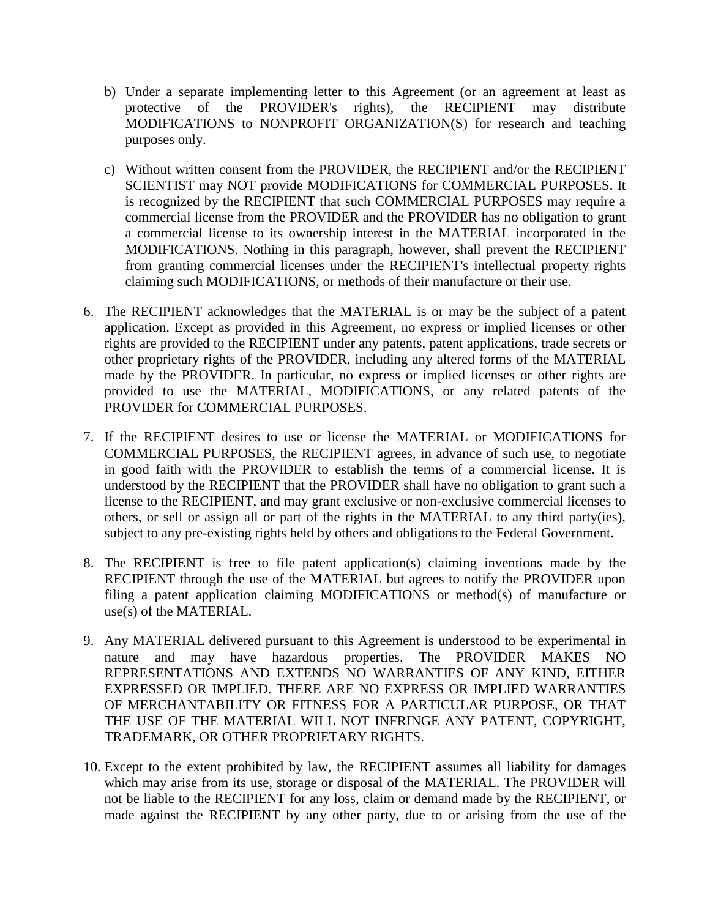b) Under a separate implementing letter to this Agreement (or an agreement at least as protective of the PROVIDER's rights), the RECIPIENT may distribute MODIFICATIONS to NONPROFIT ORGANIZATION(S) for research and teaching purposes only.

c) Without written consent from the PROVIDER, the RECIPIENT and/or the RECIPIENT SCIENTIST may NOT provide MODIFICATIONS for COMMERCIAL PURPOSES. It is recognized by the RECIPIENT that such COMMERCIAL PURPOSES may require a commercial license from the PROVIDER and the PROVIDER has no obligation to grant a commercial license to its ownership interest in the MATERIAL incorporated in the MODIFICATIONS. Nothing in this paragraph, however, shall prevent the RECIPIENT from granting commercial licenses under the RECIPIENT's intellectual property rights claiming such MODIFICATIONS, or methods of their manufacture or their use.

6. The RECIPIENT acknowledges that the MATERIAL is or may be the subject of a patent application. Except as provided in this Agreement, no express or implied licenses or other rights are provided to the RECIPIENT under any patents, patent applications, trade secrets or other proprietary rights of the PROVIDER, including any altered forms of the MATERIAL made by the PROVIDER. In particular, no express or implied licenses or other rights are provided to use the MATERIAL, MODIFICATIONS, or any related patents of the PROVIDER for COMMERCIAL PURPOSES.

7. If the RECIPIENT desires to use or license the MATERIAL or MODIFICATIONS for COMMERCIAL PURPOSES, the RECIPIENT agrees, in advance of such use, to negotiate in good faith with the PROVIDER to establish the terms of a commercial license. It is understood by the RECIPIENT that the PROVIDER shall have no obligation to grant such a license to the RECIPIENT, and may grant exclusive or non-exclusive commercial licenses to others, or sell or assign all or part of the rights in the MATERIAL to any third party(ies), subject to any pre-existing rights held by others and obligations to the Federal Government.

8. The RECIPIENT is free to file patent application(s) claiming inventions made by the RECIPIENT through the use of the MATERIAL but agrees to notify the PROVIDER upon filing a patent application claiming MODIFICATIONS or method(s) of manufacture or use(s) of the MATERIAL.

9. Any MATERIAL delivered pursuant to this Agreement is understood to be experimental in nature and may have hazardous properties. The PROVIDER MAKES NO REPRESENTATIONS AND EXTENDS NO WARRANTIES OF ANY KIND, EITHER EXPRESSED OR IMPLIED. THERE ARE NO EXPRESS OR IMPLIED WARRANTIES OF MERCHANTABILITY OR FITNESS FOR A PARTICULAR PURPOSE, OR THAT THE USE OF THE MATERIAL WILL NOT INFRINGE ANY PATENT, COPYRIGHT, TRADEMARK, OR OTHER PROPRIETARY RIGHTS.

10. Except to the extent prohibited by law, the RECIPIENT assumes all liability for damages which may arise from its use, storage or disposal of the MATERIAL. The PROVIDER will not be liable to the RECIPIENT for any loss, claim or demand made by the RECIPIENT, or made against the RECIPIENT by any other party, due to or arising from the use of the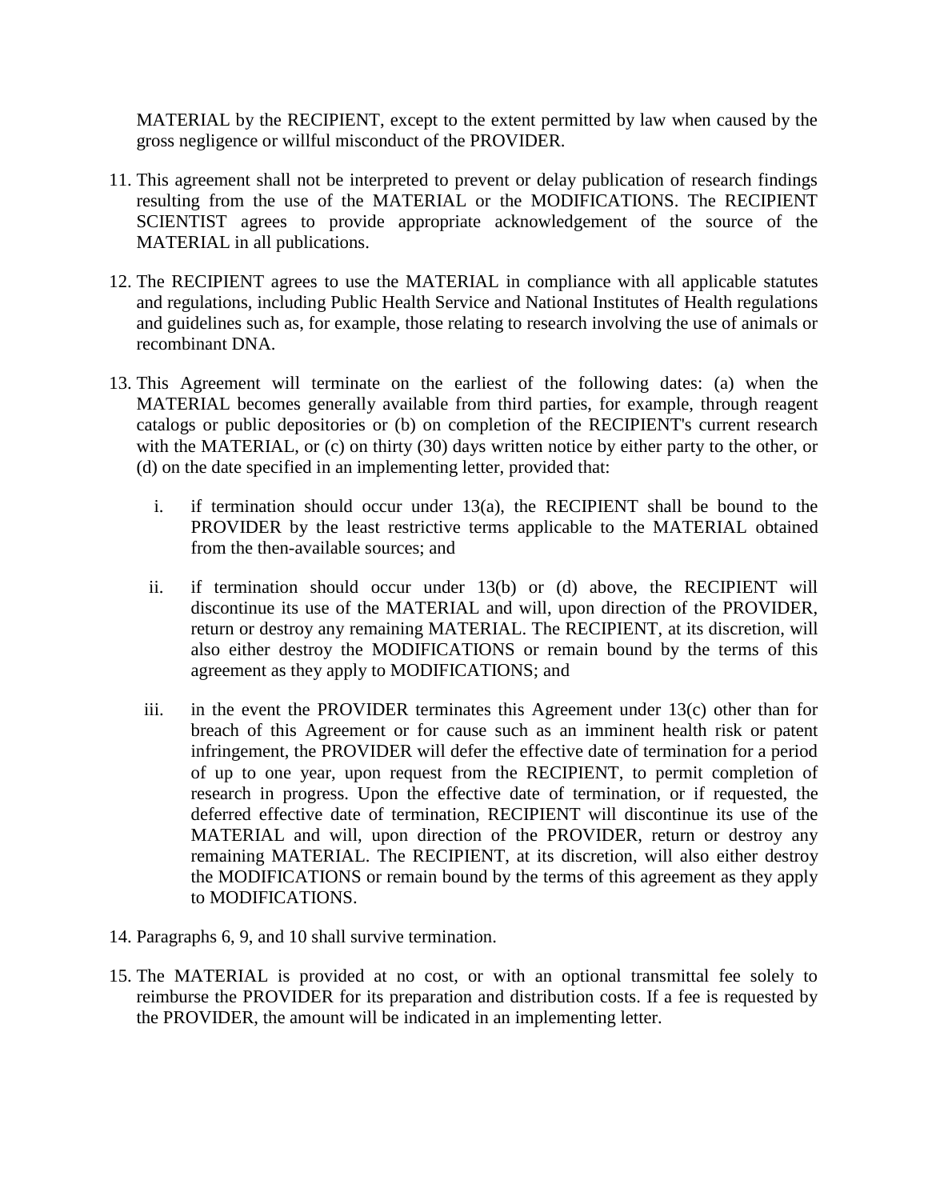MATERIAL by the RECIPIENT, except to the extent permitted by law when caused by the gross negligence or willful misconduct of the PROVIDER.

11. This agreement shall not be interpreted to prevent or delay publication of research findings resulting from the use of the MATERIAL or the MODIFICATIONS. The RECIPIENT SCIENTIST agrees to provide appropriate acknowledgement of the source of the MATERIAL in all publications.

12. The RECIPIENT agrees to use the MATERIAL in compliance with all applicable statutes and regulations, including Public Health Service and National Institutes of Health regulations and guidelines such as, for example, those relating to research involving the use of animals or recombinant DNA.

13. This Agreement will terminate on the earliest of the following dates: (a) when the MATERIAL becomes generally available from third parties, for example, through reagent catalogs or public depositories or (b) on completion of the RECIPIENT's current research with the MATERIAL, or (c) on thirty (30) days written notice by either party to the other, or (d) on the date specified in an implementing letter, provided that:

    i. if termination should occur under 13(a), the RECIPIENT shall be bound to the PROVIDER by the least restrictive terms applicable to the MATERIAL obtained from the then-available sources; and

    ii. if termination should occur under 13(b) or (d) above, the RECIPIENT will discontinue its use of the MATERIAL and will, upon direction of the PROVIDER, return or destroy any remaining MATERIAL. The RECIPIENT, at its discretion, will also either destroy the MODIFICATIONS or remain bound by the terms of this agreement as they apply to MODIFICATIONS; and

    iii. in the event the PROVIDER terminates this Agreement under 13(c) other than for breach of this Agreement or for cause such as an imminent health risk or patent infringement, the PROVIDER will defer the effective date of termination for a period of up to one year, upon request from the RECIPIENT, to permit completion of research in progress. Upon the effective date of termination, or if requested, the deferred effective date of termination, RECIPIENT will discontinue its use of the MATERIAL and will, upon direction of the PROVIDER, return or destroy any remaining MATERIAL. The RECIPIENT, at its discretion, will also either destroy the MODIFICATIONS or remain bound by the terms of this agreement as they apply to MODIFICATIONS.

14. Paragraphs 6, 9, and 10 shall survive termination.

15. The MATERIAL is provided at no cost, or with an optional transmittal fee solely to reimburse the PROVIDER for its preparation and distribution costs. If a fee is requested by the PROVIDER, the amount will be indicated in an implementing letter.